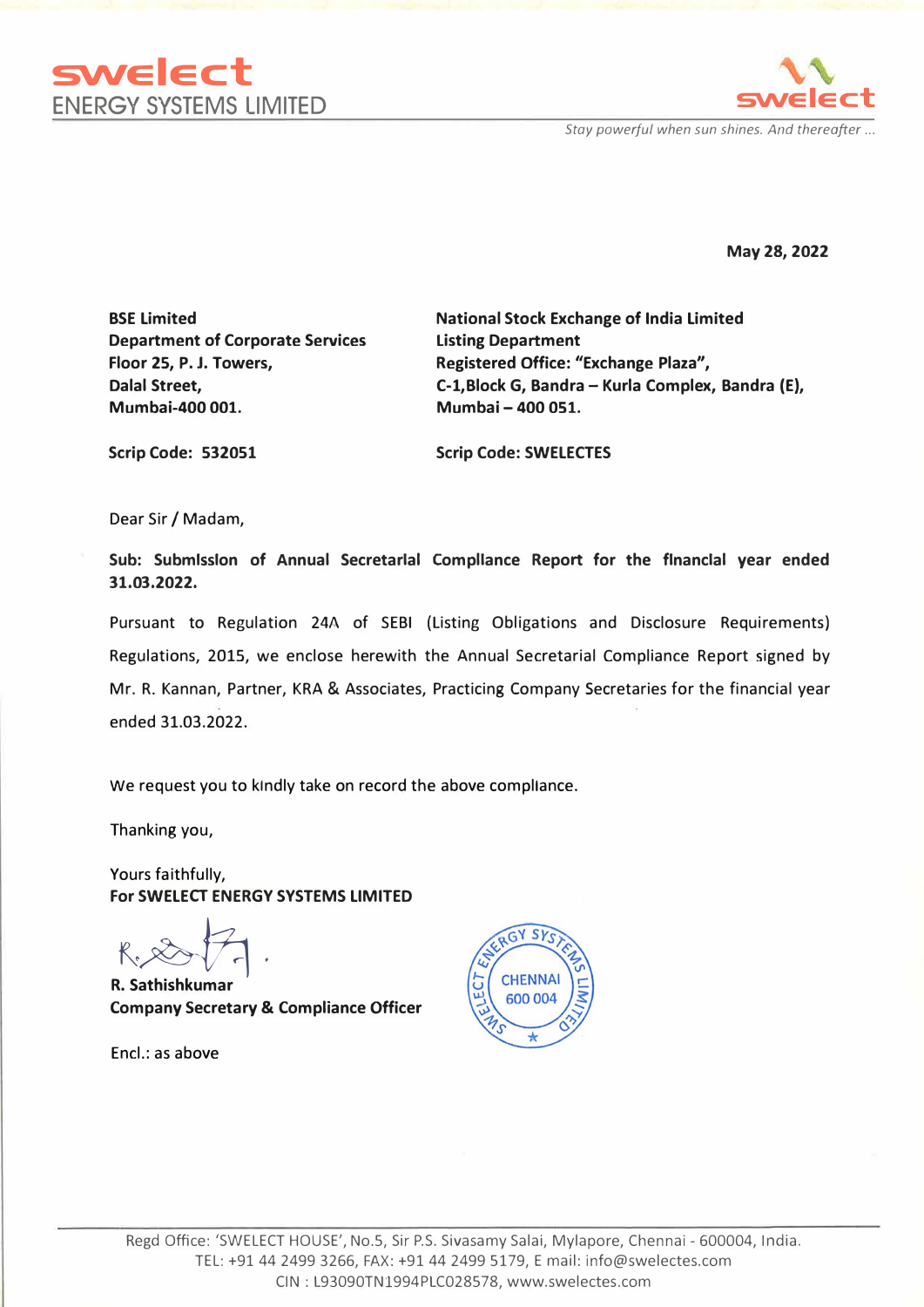**swelect**
ENERGY SYSTEMS LIMITED

*Stay powerful when sun shines. And thereafter ...*

**May 28, 2022**

**BSE Limited**
**Department of Corporate Services**
**Floor 25, P. J. Towers,**
**Dalal Street,**
**Mumbai-400 001.**

**Scrip Code: 532051**

**National Stock Exchange of India Limited**
**Listing Department**
**Registered Office: "Exchange Plaza",**
**C-1,Block G, Bandra – Kurla Complex, Bandra (E),**
**Mumbai – 400 051.**

**Scrip Code: SWELECTES**

Dear Sir / Madam,

**Sub: Submission of Annual Secretarial Compliance Report for the financial year ended 31.03.2022.**

Pursuant to Regulation 24A of SEBI (Listing Obligations and Disclosure Requirements) Regulations, 2015, we enclose herewith the Annual Secretarial Compliance Report signed by Mr. R. Kannan, Partner, KRA & Associates, Practicing Company Secretaries for the financial year ended 31.03.2022.

We request you to kindly take on record the above compliance.

Thanking you,

Yours faithfully,
**For SWELECT ENERGY SYSTEMS LIMITED**

**R. Sathishkumar**
**Company Secretary & Compliance Officer**

Encl.: as above

Regd Office: 'SWELECT HOUSE', No.5, Sir P.S. Sivasamy Salai, Mylapore, Chennai - 600004, India.
TEL: +91 44 2499 3266, FAX: +91 44 2499 5179, E mail: info@swelectes.com
CIN : L93090TN1994PLC028578, www.swelectes.com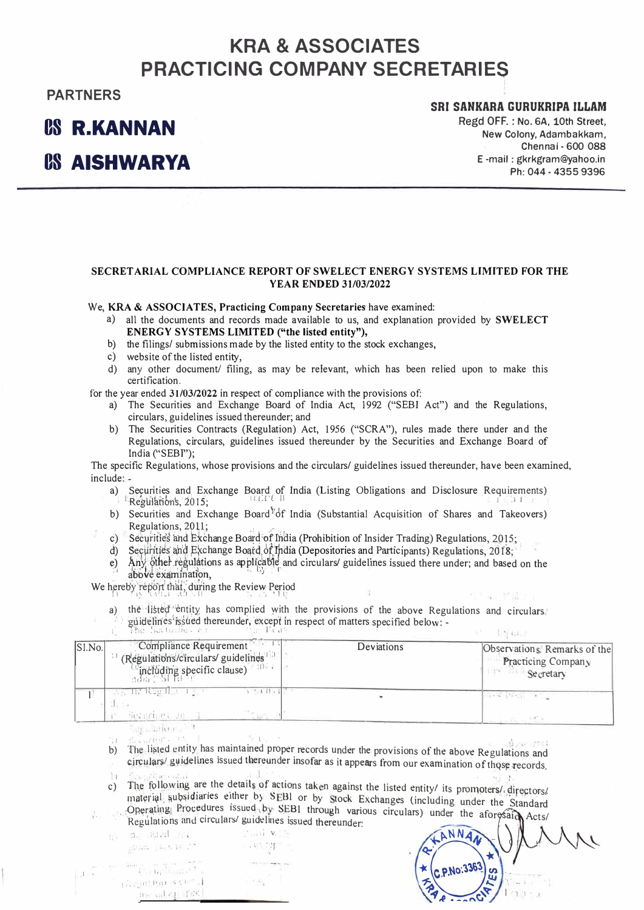# KRA & ASSOCIATES
# PRACTICING COMPANY SECRETARIES

**PARTNERS**

**CS R.KANNAN**

**CS AISHWARYA**

**SRI SANKARA GURUKRIPA ILLAM**
Regd OFF. : No. 6A, 10th Street,
New Colony, Adambakkam,
Chennai - 600 088
E -mail : gkrkgram@yahoo.in
Ph: 044 - 4355 9396

---

**SECRETARIAL COMPLIANCE REPORT OF SWELECT ENERGY SYSTEMS LIMITED FOR THE YEAR ENDED 31/03/2022**

We, **KRA & ASSOCIATES, Practicing Company Secretaries** have examined:

a) all the documents and records made available to us, and explanation provided by **SWELECT ENERGY SYSTEMS LIMITED ("the listed entity"),**

b) the filings/ submissions made by the listed entity to the stock exchanges,

c) website of the listed entity,

d) any other document/ filing, as may be relevant, which has been relied upon to make this certification.

for the year ended **31/03/2022** in respect of compliance with the provisions of:

a) The Securities and Exchange Board of India Act, 1992 ("SEBI Act") and the Regulations, circulars, guidelines issued thereunder; and

b) The Securities Contracts (Regulation) Act, 1956 ("SCRA"), rules made there under and the Regulations, circulars, guidelines issued thereunder by the Securities and Exchange Board of India ("SEBI");

The specific Regulations, whose provisions and the circulars/ guidelines issued thereunder, have been examined, include: -

a) Securities and Exchange Board of India (Listing Obligations and Disclosure Requirements) Regulations, 2015;

b) Securities and Exchange Board of India (Substantial Acquisition of Shares and Takeovers) Regulations, 2011;

c) Securities and Exchange Board of India (Prohibition of Insider Trading) Regulations, 2015;

d) Securities and Exchange Board of India (Depositories and Participants) Regulations, 2018;

e) Any other regulations as applicable and circulars/ guidelines issued there under; and based on the above examination,

We hereby report that, during the Review Period

a) the listed entity has complied with the provisions of the above Regulations and circulars/ guidelines issued thereunder, except in respect of matters specified below: -

| Sl.No. | Compliance Requirement (Regulations/circulars/ guidelines including specific clause) | Deviations | Observations/ Remarks of the Practicing Company Secretary |
|---|---|---|---|
| 1 | - | - | - |

b) The listed entity has maintained proper records under the provisions of the above Regulations and circulars/ guidelines issued thereunder insofar as it appears from our examination of those records.

c) The following are the details of actions taken against the listed entity/ its promoters/ directors/ material subsidiaries either by SEBI or by Stock Exchanges (including under the Standard Operating Procedures issued by SEBI through various circulars) under the aforesaid Acts/ Regulations and circulars/ guidelines issued thereunder: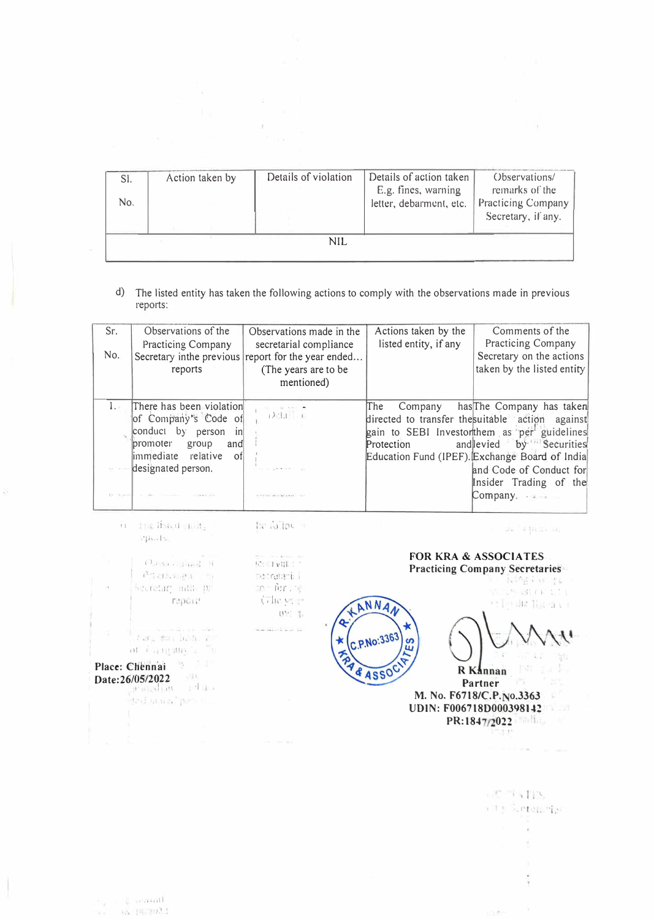| Sl. No. | Action taken by | Details of violation | Details of action taken E.g. fines, warning letter, debarment, etc. | Observations/ remarks of the Practicing Company Secretary, if any. |
|---|---|---|---|---|
| NIL | | | | |

d) The listed entity has taken the following actions to comply with the observations made in previous reports:

| Sr. No. | Observations of the Practicing Company Secretary inthe previous reports | Observations made in the secretarial compliance report for the year ended... (The years are to be mentioned) | Actions taken by the listed entity, if any | Comments of the Practicing Company Secretary on the actions taken by the listed entity |
|---|---|---|---|---|
| 1. | There has been violation of Company's Code of conduct by person in promoter group and immediate relative of designated person. | - | The Company has directed to transfer the gain to SEBI Investor Protection and Education Fund (IPEF). | The Company has taken suitable action against them as per guidelines levied by Securities Exchange Board of India and Code of Conduct for Insider Trading of the Company. |

Place: Chennai
Date:26/05/2022

**FOR KRA & ASSOCIATES**
**Practicing Company Secretaries**

**R Kannan**
**Partner**
**M. No. F6718/C.P.No.3363**
**UDIN: F006718D000398142**
**PR:1847/2022**